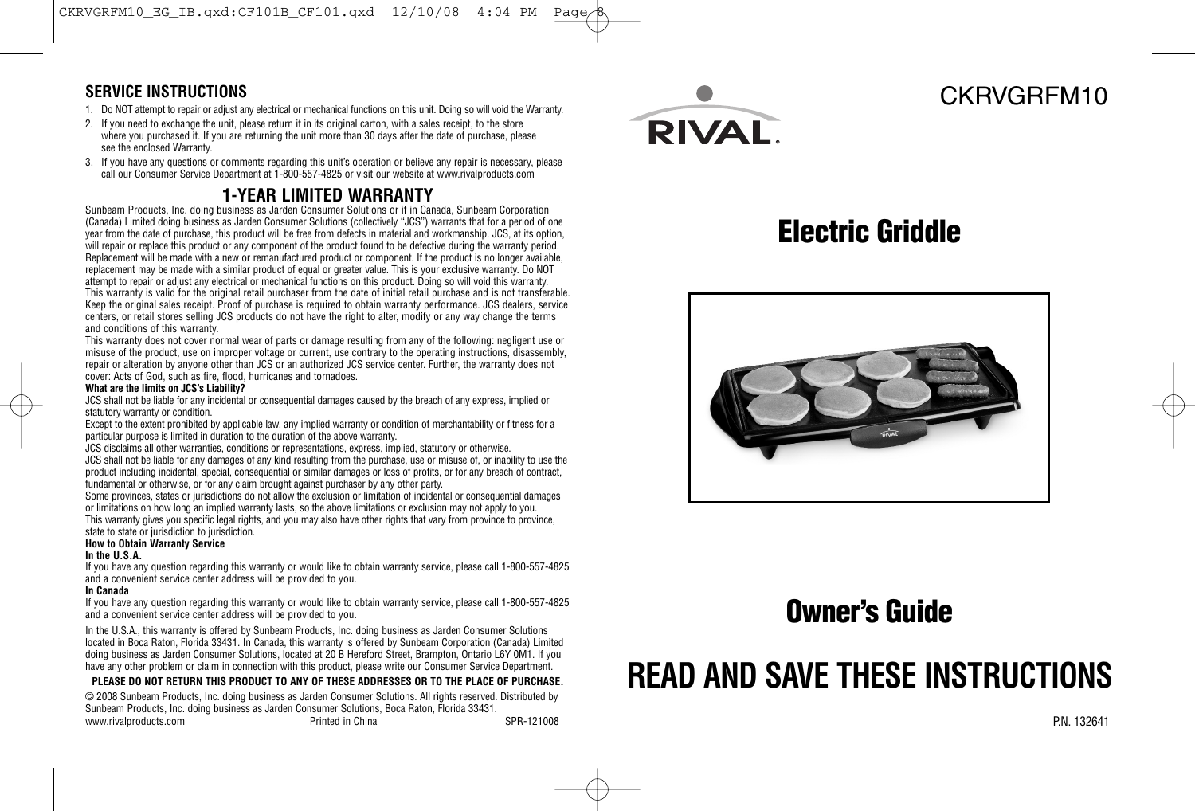## SERVICE INSTRUCTIONS

1. Do NOT attempt to repair or adjust any electrical or mechanical functions on this unit. Doing so will void the Warranty.
2. If you need to exchange the unit, please return it in its original carton, with a sales receipt, to the store where you purchased it. If you are returning the unit more than 30 days after the date of purchase, please see the enclosed Warranty.
3. If you have any questions or comments regarding this unit's operation or believe any repair is necessary, please call our Consumer Service Department at 1-800-557-4825 or visit our website at www.rivalproducts.com

## 1-YEAR LIMITED WARRANTY

Sunbeam Products, Inc. doing business as Jarden Consumer Solutions or if in Canada, Sunbeam Corporation (Canada) Limited doing business as Jarden Consumer Solutions (collectively "JCS") warrants that for a period of one year from the date of purchase, this product will be free from defects in material and workmanship. JCS, at its option, will repair or replace this product or any component of the product found to be defective during the warranty period. Replacement will be made with a new or remanufactured product or component. If the product is no longer available, replacement may be made with a similar product of equal or greater value. This is your exclusive warranty. Do NOT attempt to repair or adjust any electrical or mechanical functions on this product. Doing so will void this warranty.
This warranty is valid for the original retail purchaser from the date of initial retail purchase and is not transferable. Keep the original sales receipt. Proof of purchase is required to obtain warranty performance. JCS dealers, service centers, or retail stores selling JCS products do not have the right to alter, modify or any way change the terms and conditions of this warranty.
This warranty does not cover normal wear of parts or damage resulting from any of the following: negligent use or misuse of the product, use on improper voltage or current, use contrary to the operating instructions, disassembly, repair or alteration by anyone other than JCS or an authorized JCS service center. Further, the warranty does not cover: Acts of God, such as fire, flood, hurricanes and tornadoes.

**What are the limits on JCS's Liability?**

JCS shall not be liable for any incidental or consequential damages caused by the breach of any express, implied or statutory warranty or condition.
Except to the extent prohibited by applicable law, any implied warranty or condition of merchantability or fitness for a particular purpose is limited in duration to the duration of the above warranty.
JCS disclaims all other warranties, conditions or representations, express, implied, statutory or otherwise.
JCS shall not be liable for any damages of any kind resulting from the purchase, use or misuse of, or inability to use the product including incidental, special, consequential or similar damages or loss of profits, or for any breach of contract, fundamental or otherwise, or for any claim brought against purchaser by any other party.
Some provinces, states or jurisdictions do not allow the exclusion or limitation of incidental or consequential damages or limitations on how long an implied warranty lasts, so the above limitations or exclusion may not apply to you.
This warranty gives you specific legal rights, and you may also have other rights that vary from province to province, state to state or jurisdiction to jurisdiction.

**How to Obtain Warranty Service**

**In the U.S.A.**

If you have any question regarding this warranty or would like to obtain warranty service, please call 1-800-557-4825 and a convenient service center address will be provided to you.

**In Canada**

If you have any question regarding this warranty or would like to obtain warranty service, please call 1-800-557-4825 and a convenient service center address will be provided to you.

In the U.S.A., this warranty is offered by Sunbeam Products, Inc. doing business as Jarden Consumer Solutions located in Boca Raton, Florida 33431. In Canada, this warranty is offered by Sunbeam Corporation (Canada) Limited doing business as Jarden Consumer Solutions, located at 20 B Hereford Street, Brampton, Ontario L6Y 0M1. If you have any other problem or claim in connection with this product, please write our Consumer Service Department.

**PLEASE DO NOT RETURN THIS PRODUCT TO ANY OF THESE ADDRESSES OR TO THE PLACE OF PURCHASE.**

© 2008 Sunbeam Products, Inc. doing business as Jarden Consumer Solutions. All rights reserved. Distributed by Sunbeam Products, Inc. doing business as Jarden Consumer Solutions, Boca Raton, Florida 33431.
www.rivalproducts.com Printed in China SPR-121008

RIVAL.

CKRVGRFM10

# Electric Griddle

# Owner's Guide

# READ AND SAVE THESE INSTRUCTIONS

P.N. 132641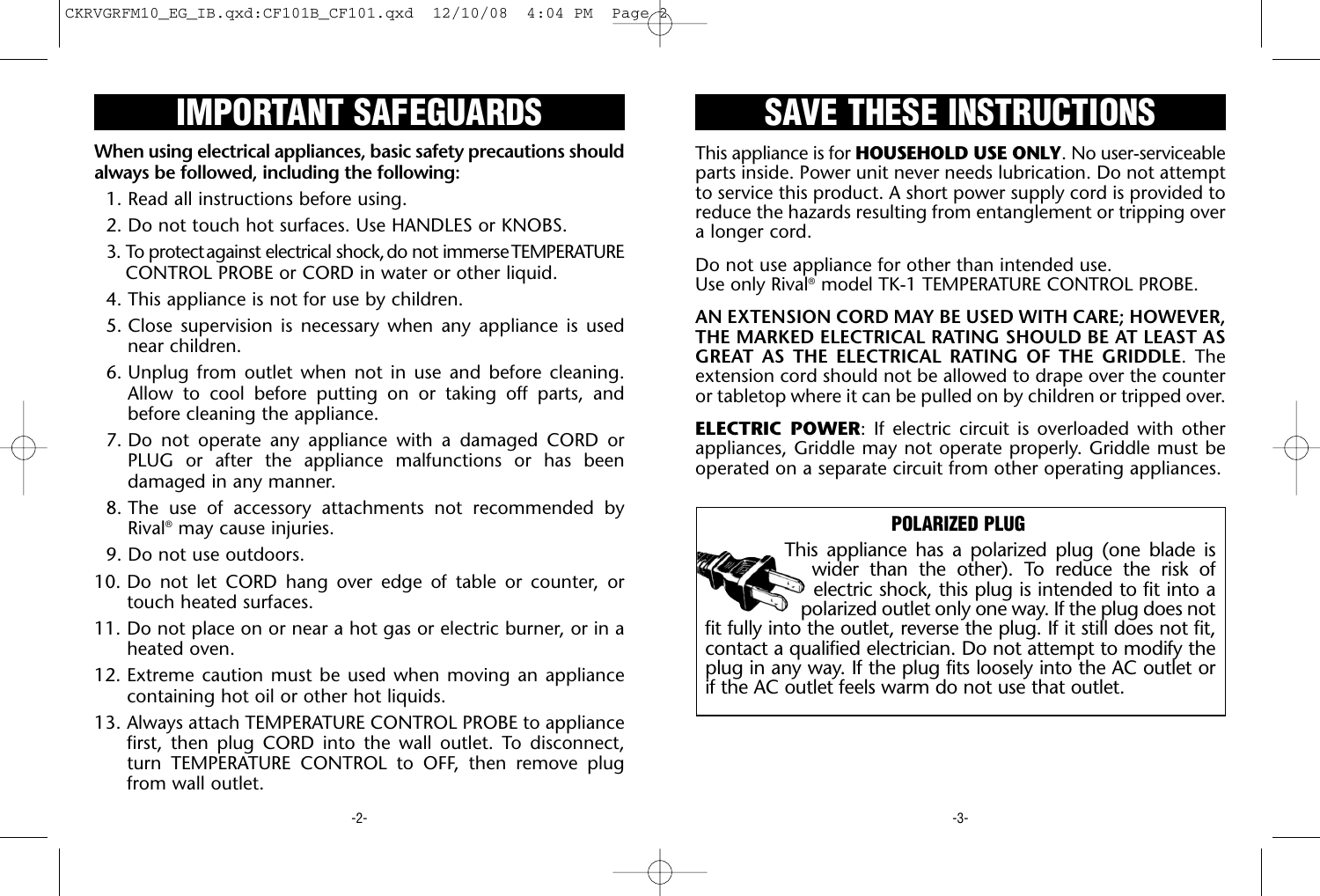# IMPORTANT SAFEGUARDS

**When using electrical appliances, basic safety precautions should always be followed, including the following:**

1. Read all instructions before using.
2. Do not touch hot surfaces. Use HANDLES or KNOBS.
3. To protect against electrical shock, do not immerse TEMPERATURE CONTROL PROBE or CORD in water or other liquid.
4. This appliance is not for use by children.
5. Close supervision is necessary when any appliance is used near children.
6. Unplug from outlet when not in use and before cleaning. Allow to cool before putting on or taking off parts, and before cleaning the appliance.
7. Do not operate any appliance with a damaged CORD or PLUG or after the appliance malfunctions or has been damaged in any manner.
8. The use of accessory attachments not recommended by Rival® may cause injuries.
9. Do not use outdoors.
10. Do not let CORD hang over edge of table or counter, or touch heated surfaces.
11. Do not place on or near a hot gas or electric burner, or in a heated oven.
12. Extreme caution must be used when moving an appliance containing hot oil or other hot liquids.
13. Always attach TEMPERATURE CONTROL PROBE to appliance first, then plug CORD into the wall outlet. To disconnect, turn TEMPERATURE CONTROL to OFF, then remove plug from wall outlet.

# SAVE THESE INSTRUCTIONS

This appliance is for **HOUSEHOLD USE ONLY**. No user-serviceable parts inside. Power unit never needs lubrication. Do not attempt to service this product. A short power supply cord is provided to reduce the hazards resulting from entanglement or tripping over a longer cord.

Do not use appliance for other than intended use.
Use only Rival® model TK-1 TEMPERATURE CONTROL PROBE.

**AN EXTENSION CORD MAY BE USED WITH CARE; HOWEVER, THE MARKED ELECTRICAL RATING SHOULD BE AT LEAST AS GREAT AS THE ELECTRICAL RATING OF THE GRIDDLE**. The extension cord should not be allowed to drape over the counter or tabletop where it can be pulled on by children or tripped over.

**ELECTRIC POWER**: If electric circuit is overloaded with other appliances, Griddle may not operate properly. Griddle must be operated on a separate circuit from other operating appliances.

## POLARIZED PLUG

This appliance has a polarized plug (one blade is wider than the other). To reduce the risk of electric shock, this plug is intended to fit into a polarized outlet only one way. If the plug does not fit fully into the outlet, reverse the plug. If it still does not fit, contact a qualified electrician. Do not attempt to modify the plug in any way. If the plug fits loosely into the AC outlet or if the AC outlet feels warm do not use that outlet.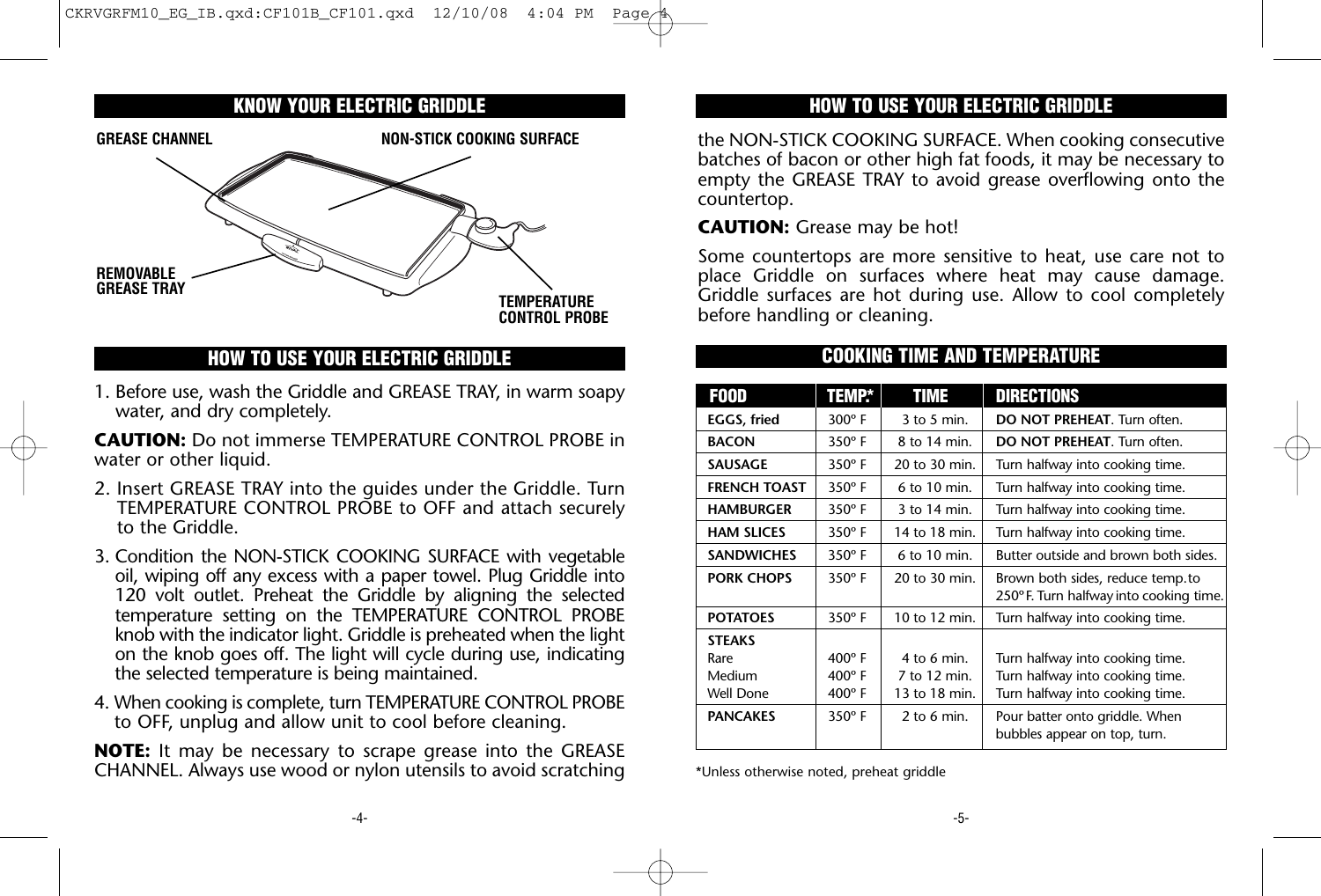## KNOW YOUR ELECTRIC GRIDDLE

GREASE CHANNEL

NON-STICK COOKING SURFACE

REMOVABLE GREASE TRAY

TEMPERATURE CONTROL PROBE

## HOW TO USE YOUR ELECTRIC GRIDDLE

1. Before use, wash the Griddle and GREASE TRAY, in warm soapy water, and dry completely.

**CAUTION:** Do not immerse TEMPERATURE CONTROL PROBE in water or other liquid.

2. Insert GREASE TRAY into the guides under the Griddle. Turn TEMPERATURE CONTROL PROBE to OFF and attach securely to the Griddle.
3. Condition the NON-STICK COOKING SURFACE with vegetable oil, wiping off any excess with a paper towel. Plug Griddle into 120 volt outlet. Preheat the Griddle by aligning the selected temperature setting on the TEMPERATURE CONTROL PROBE knob with the indicator light. Griddle is preheated when the light on the knob goes off. The light will cycle during use, indicating the selected temperature is being maintained.
4. When cooking is complete, turn TEMPERATURE CONTROL PROBE to OFF, unplug and allow unit to cool before cleaning.

**NOTE:** It may be necessary to scrape grease into the GREASE CHANNEL. Always use wood or nylon utensils to avoid scratching the NON-STICK COOKING SURFACE. When cooking consecutive batches of bacon or other high fat foods, it may be necessary to empty the GREASE TRAY to avoid grease overflowing onto the countertop.

**CAUTION:** Grease may be hot!

Some countertops are more sensitive to heat, use care not to place Griddle on surfaces where heat may cause damage. Griddle surfaces are hot during use. Allow to cool completely before handling or cleaning.

## COOKING TIME AND TEMPERATURE

| FOOD | TEMP.* | TIME | DIRECTIONS |
|---|---|---|---|
| **EGGS, fried** | 300º F | 3 to 5 min. | **DO NOT PREHEAT**. Turn often. |
| **BACON** | 350º F | 8 to 14 min. | **DO NOT PREHEAT**. Turn often. |
| **SAUSAGE** | 350º F | 20 to 30 min. | Turn halfway into cooking time. |
| **FRENCH TOAST** | 350º F | 6 to 10 min. | Turn halfway into cooking time. |
| **HAMBURGER** | 350º F | 3 to 14 min. | Turn halfway into cooking time. |
| **HAM SLICES** | 350º F | 14 to 18 min. | Turn halfway into cooking time. |
| **SANDWICHES** | 350º F | 6 to 10 min. | Butter outside and brown both sides. |
| **PORK CHOPS** | 350º F | 20 to 30 min. | Brown both sides, reduce temp.to 250º F. Turn halfway into cooking time. |
| **POTATOES** | 350º F | 10 to 12 min. | Turn halfway into cooking time. |
| **STEAKS** | | | |
| Rare | 400º F | 4 to 6 min. | Turn halfway into cooking time. |
| Medium | 400º F | 7 to 12 min. | Turn halfway into cooking time. |
| Well Done | 400º F | 13 to 18 min. | Turn halfway into cooking time. |
| **PANCAKES** | 350º F | 2 to 6 min. | Pour batter onto griddle. When bubbles appear on top, turn. |

*Unless otherwise noted, preheat griddle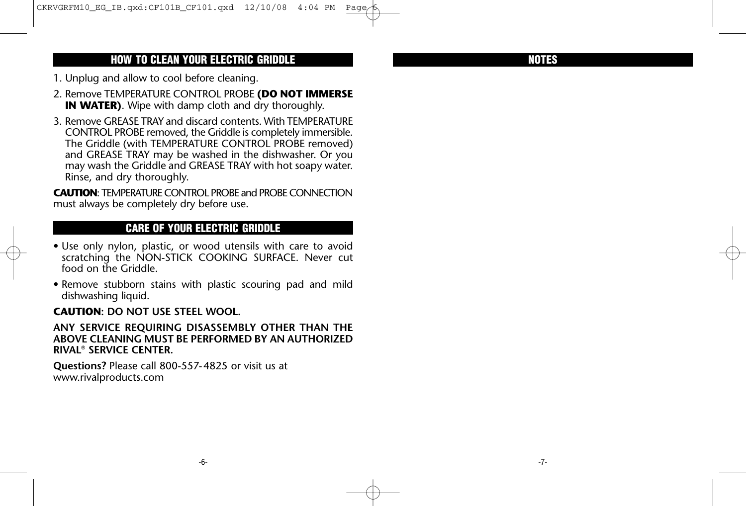## HOW TO CLEAN YOUR ELECTRIC GRIDDLE

1. Unplug and allow to cool before cleaning.
2. Remove TEMPERATURE CONTROL PROBE **(DO NOT IMMERSE IN WATER)**. Wipe with damp cloth and dry thoroughly.
3. Remove GREASE TRAY and discard contents. With TEMPERATURE CONTROL PROBE removed, the Griddle is completely immersible. The Griddle (with TEMPERATURE CONTROL PROBE removed) and GREASE TRAY may be washed in the dishwasher. Or you may wash the Griddle and GREASE TRAY with hot soapy water. Rinse, and dry thoroughly.

**CAUTION**: TEMPERATURE CONTROL PROBE and PROBE CONNECTION must always be completely dry before use.

## CARE OF YOUR ELECTRIC GRIDDLE

- Use only nylon, plastic, or wood utensils with care to avoid scratching the NON-STICK COOKING SURFACE. Never cut food on the Griddle.
- Remove stubborn stains with plastic scouring pad and mild dishwashing liquid.

**CAUTION: DO NOT USE STEEL WOOL.**

**ANY SERVICE REQUIRING DISASSEMBLY OTHER THAN THE ABOVE CLEANING MUST BE PERFORMED BY AN AUTHORIZED RIVAL® SERVICE CENTER.**

**Questions?** Please call 800-557-4825 or visit us at www.rivalproducts.com

## NOTES